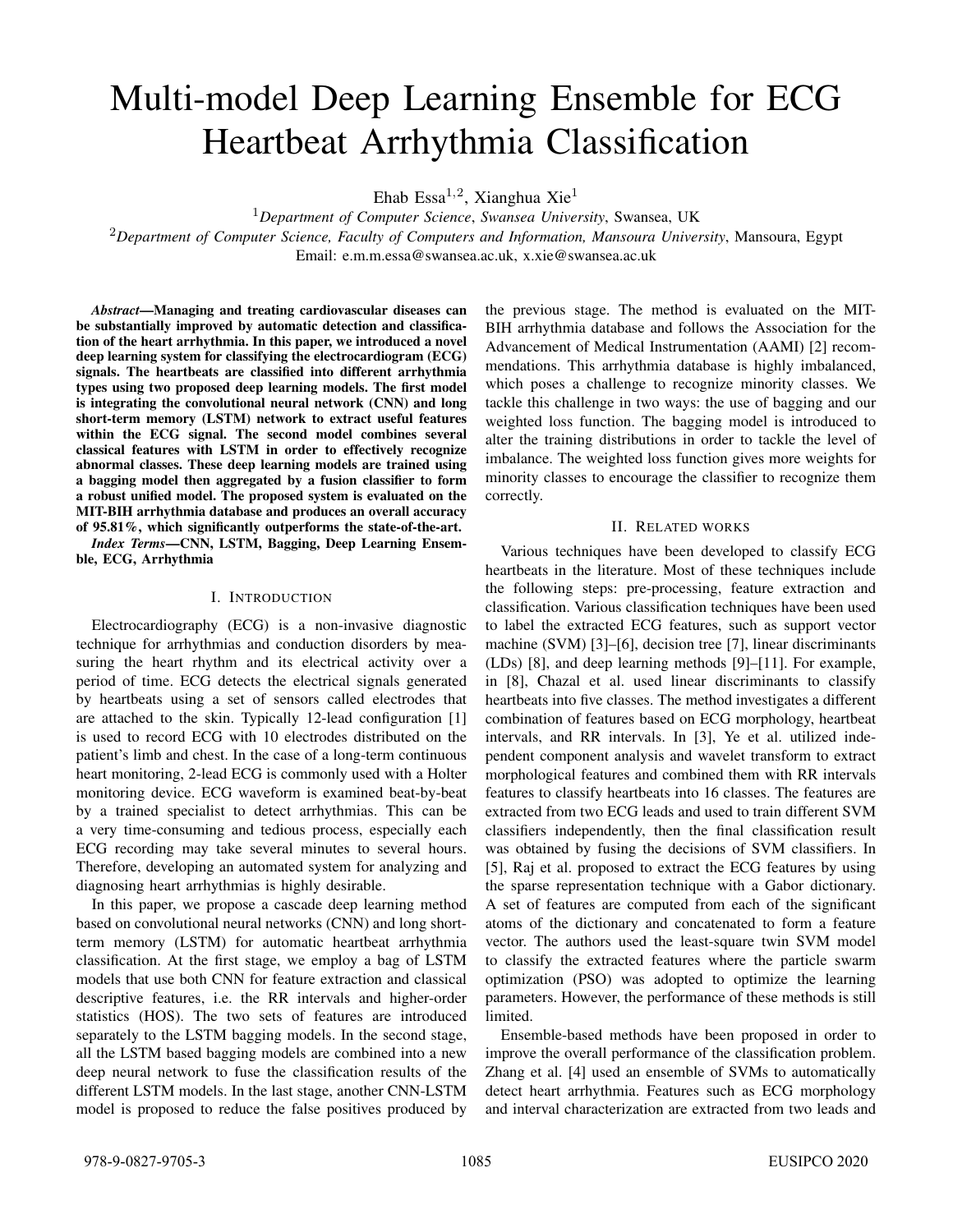# Multi-model Deep Learning Ensemble for ECG Heartbeat Arrhythmia Classification

Ehab Essa[1,2], Xianghua Xie[1]

[1]*Department of Computer Science*, *Swansea University*, Swansea, UK

[2]*Department of Computer Science, Faculty of Computers and Information, Mansoura University*, Mansoura, Egypt

Email: e.m.m.essa@swansea.ac.uk, x.xie@swansea.ac.uk

***Abstract*—Managing and treating cardiovascular diseases can be substantially improved by automatic detection and classification of the heart arrhythmia. In this paper, we introduced a novel deep learning system for classifying the electrocardiogram (ECG) signals. The heartbeats are classified into different arrhythmia types using two proposed deep learning models. The first model is integrating the convolutional neural network (CNN) and long short-term memory (LSTM) network to extract useful features within the ECG signal. The second model combines several classical features with LSTM in order to effectively recognize abnormal classes. These deep learning models are trained using a bagging model then aggregated by a fusion classifier to form a robust unified model. The proposed system is evaluated on the MIT-BIH arrhythmia database and produces an overall accuracy of 95.81%, which significantly outperforms the state-of-the-art.**

***Index Terms*—CNN, LSTM, Bagging, Deep Learning Ensemble, ECG, Arrhythmia**

## I. Introduction

Electrocardiography (ECG) is a non-invasive diagnostic technique for arrhythmias and conduction disorders by measuring the heart rhythm and its electrical activity over a period of time. ECG detects the electrical signals generated by heartbeats using a set of sensors called electrodes that are attached to the skin. Typically 12-lead configuration [1] is used to record ECG with 10 electrodes distributed on the patient's limb and chest. In the case of a long-term continuous heart monitoring, 2-lead ECG is commonly used with a Holter monitoring device. ECG waveform is examined beat-by-beat by a trained specialist to detect arrhythmias. This can be a very time-consuming and tedious process, especially each ECG recording may take several minutes to several hours. Therefore, developing an automated system for analyzing and diagnosing heart arrhythmias is highly desirable.

In this paper, we propose a cascade deep learning method based on convolutional neural networks (CNN) and long short-term memory (LSTM) for automatic heartbeat arrhythmia classification. At the first stage, we employ a bag of LSTM models that use both CNN for feature extraction and classical descriptive features, i.e. the RR intervals and higher-order statistics (HOS). The two sets of features are introduced separately to the LSTM bagging models. In the second stage, all the LSTM based bagging models are combined into a new deep neural network to fuse the classification results of the different LSTM models. In the last stage, another CNN-LSTM model is proposed to reduce the false positives produced by the previous stage. The method is evaluated on the MIT-BIH arrhythmia database and follows the Association for the Advancement of Medical Instrumentation (AAMI) [2] recommendations. This arrhythmia database is highly imbalanced, which poses a challenge to recognize minority classes. We tackle this challenge in two ways: the use of bagging and our weighted loss function. The bagging model is introduced to alter the training distributions in order to tackle the level of imbalance. The weighted loss function gives more weights for minority classes to encourage the classifier to recognize them correctly.

## II. Related works

Various techniques have been developed to classify ECG heartbeats in the literature. Most of these techniques include the following steps: pre-processing, feature extraction and classification. Various classification techniques have been used to label the extracted ECG features, such as support vector machine (SVM) [3]–[6], decision tree [7], linear discriminants (LDs) [8], and deep learning methods [9]–[11]. For example, in [8], Chazal et al. used linear discriminants to classify heartbeats into five classes. The method investigates a different combination of features based on ECG morphology, heartbeat intervals, and RR intervals. In [3], Ye et al. utilized independent component analysis and wavelet transform to extract morphological features and combined them with RR intervals features to classify heartbeats into 16 classes. The features are extracted from two ECG leads and used to train different SVM classifiers independently, then the final classification result was obtained by fusing the decisions of SVM classifiers. In [5], Raj et al. proposed to extract the ECG features by using the sparse representation technique with a Gabor dictionary. A set of features are computed from each of the significant atoms of the dictionary and concatenated to form a feature vector. The authors used the least-square twin SVM model to classify the extracted features where the particle swarm optimization (PSO) was adopted to optimize the learning parameters. However, the performance of these methods is still limited.

Ensemble-based methods have been proposed in order to improve the overall performance of the classification problem. Zhang et al. [4] used an ensemble of SVMs to automatically detect heart arrhythmia. Features such as ECG morphology and interval characterization are extracted from two leads and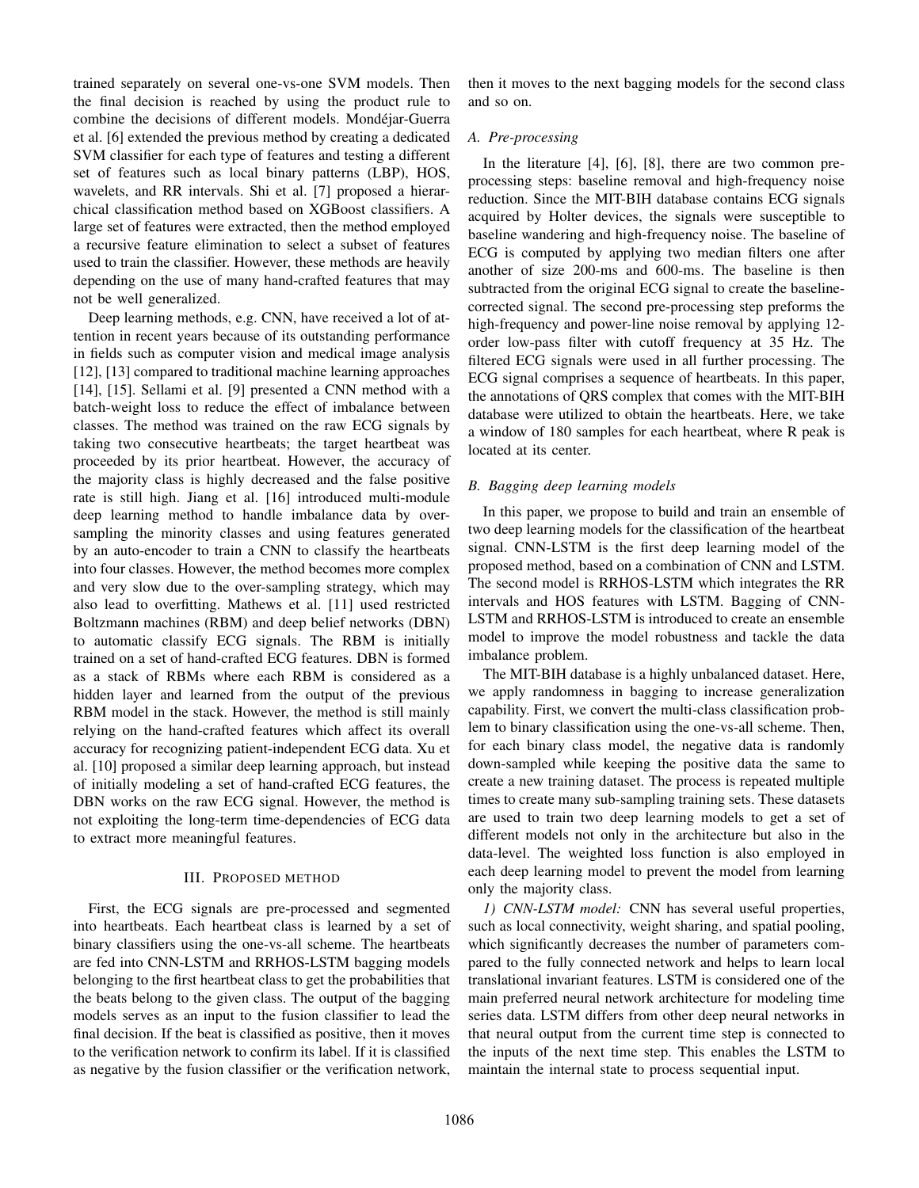trained separately on several one-vs-one SVM models. Then the final decision is reached by using the product rule to combine the decisions of different models. Mondéjar-Guerra et al. [6] extended the previous method by creating a dedicated SVM classifier for each type of features and testing a different set of features such as local binary patterns (LBP), HOS, wavelets, and RR intervals. Shi et al. [7] proposed a hierarchical classification method based on XGBoost classifiers. A large set of features were extracted, then the method employed a recursive feature elimination to select a subset of features used to train the classifier. However, these methods are heavily depending on the use of many hand-crafted features that may not be well generalized.

Deep learning methods, e.g. CNN, have received a lot of attention in recent years because of its outstanding performance in fields such as computer vision and medical image analysis [12], [13] compared to traditional machine learning approaches [14], [15]. Sellami et al. [9] presented a CNN method with a batch-weight loss to reduce the effect of imbalance between classes. The method was trained on the raw ECG signals by taking two consecutive heartbeats; the target heartbeat was proceeded by its prior heartbeat. However, the accuracy of the majority class is highly decreased and the false positive rate is still high. Jiang et al. [16] introduced multi-module deep learning method to handle imbalance data by over-sampling the minority classes and using features generated by an auto-encoder to train a CNN to classify the heartbeats into four classes. However, the method becomes more complex and very slow due to the over-sampling strategy, which may also lead to overfitting. Mathews et al. [11] used restricted Boltzmann machines (RBM) and deep belief networks (DBN) to automatic classify ECG signals. The RBM is initially trained on a set of hand-crafted ECG features. DBN is formed as a stack of RBMs where each RBM is considered as a hidden layer and learned from the output of the previous RBM model in the stack. However, the method is still mainly relying on the hand-crafted features which affect its overall accuracy for recognizing patient-independent ECG data. Xu et al. [10] proposed a similar deep learning approach, but instead of initially modeling a set of hand-crafted ECG features, the DBN works on the raw ECG signal. However, the method is not exploiting the long-term time-dependencies of ECG data to extract more meaningful features.

## III. Proposed method

First, the ECG signals are pre-processed and segmented into heartbeats. Each heartbeat class is learned by a set of binary classifiers using the one-vs-all scheme. The heartbeats are fed into CNN-LSTM and RRHOS-LSTM bagging models belonging to the first heartbeat class to get the probabilities that the beats belong to the given class. The output of the bagging models serves as an input to the fusion classifier to lead the final decision. If the beat is classified as positive, then it moves to the verification network to confirm its label. If it is classified as negative by the fusion classifier or the verification network, then it moves to the next bagging models for the second class and so on.

### *A. Pre-processing*

In the literature [4], [6], [8], there are two common pre-processing steps: baseline removal and high-frequency noise reduction. Since the MIT-BIH database contains ECG signals acquired by Holter devices, the signals were susceptible to baseline wandering and high-frequency noise. The baseline of ECG is computed by applying two median filters one after another of size 200-ms and 600-ms. The baseline is then subtracted from the original ECG signal to create the baseline-corrected signal. The second pre-processing step preforms the high-frequency and power-line noise removal by applying 12-order low-pass filter with cutoff frequency at 35 Hz. The filtered ECG signals were used in all further processing. The ECG signal comprises a sequence of heartbeats. In this paper, the annotations of QRS complex that comes with the MIT-BIH database were utilized to obtain the heartbeats. Here, we take a window of 180 samples for each heartbeat, where R peak is located at its center.

### *B. Bagging deep learning models*

In this paper, we propose to build and train an ensemble of two deep learning models for the classification of the heartbeat signal. CNN-LSTM is the first deep learning model of the proposed method, based on a combination of CNN and LSTM. The second model is RRHOS-LSTM which integrates the RR intervals and HOS features with LSTM. Bagging of CNN-LSTM and RRHOS-LSTM is introduced to create an ensemble model to improve the model robustness and tackle the data imbalance problem.

The MIT-BIH database is a highly unbalanced dataset. Here, we apply randomness in bagging to increase generalization capability. First, we convert the multi-class classification problem to binary classification using the one-vs-all scheme. Then, for each binary class model, the negative data is randomly down-sampled while keeping the positive data the same to create a new training dataset. The process is repeated multiple times to create many sub-sampling training sets. These datasets are used to train two deep learning models to get a set of different models not only in the architecture but also in the data-level. The weighted loss function is also employed in each deep learning model to prevent the model from learning only the majority class.

*1) CNN-LSTM model:* CNN has several useful properties, such as local connectivity, weight sharing, and spatial pooling, which significantly decreases the number of parameters compared to the fully connected network and helps to learn local translational invariant features. LSTM is considered one of the main preferred neural network architecture for modeling time series data. LSTM differs from other deep neural networks in that neural output from the current time step is connected to the inputs of the next time step. This enables the LSTM to maintain the internal state to process sequential input.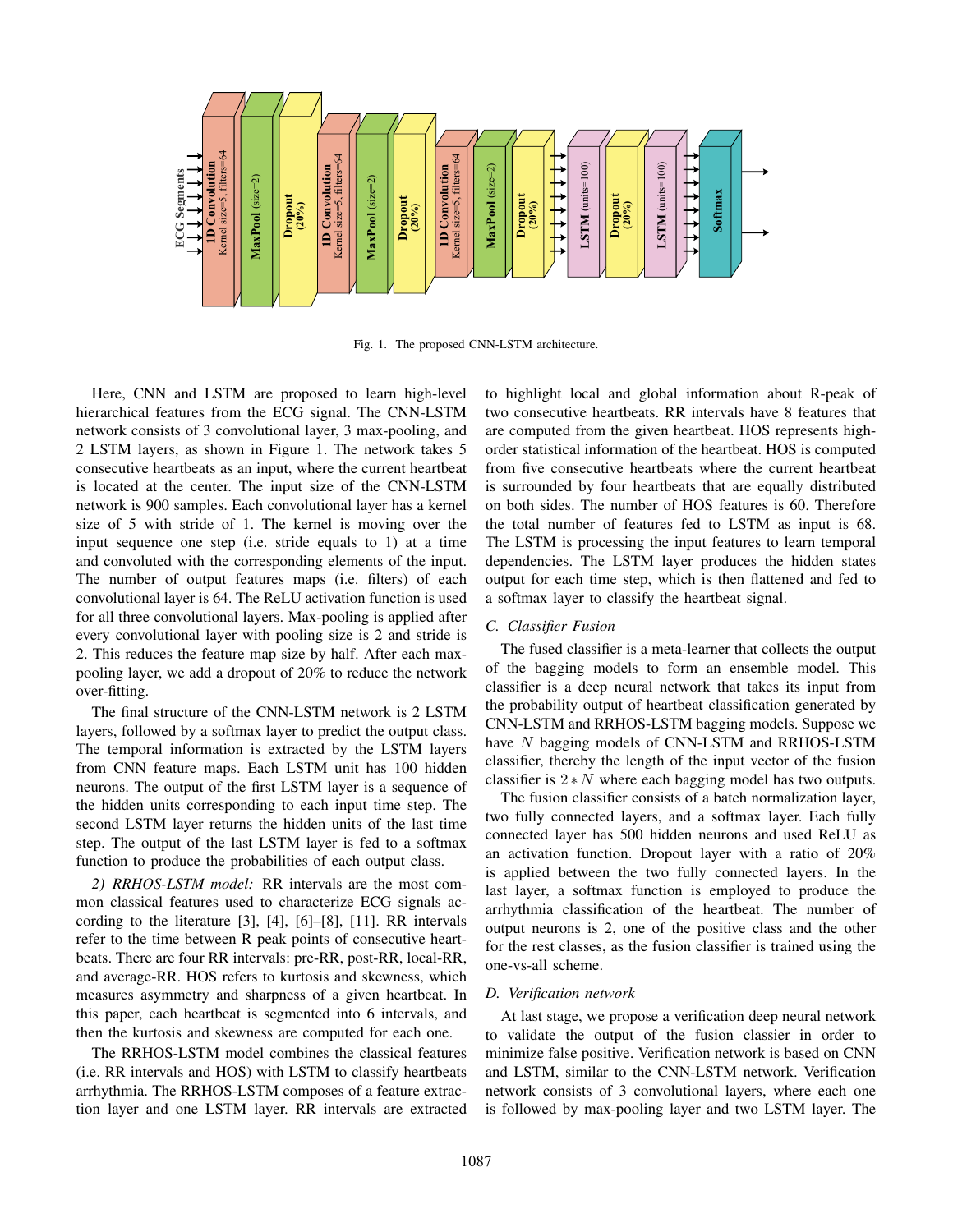Fig. 1. The proposed CNN-LSTM architecture.

Here, CNN and LSTM are proposed to learn high-level hierarchical features from the ECG signal. The CNN-LSTM network consists of 3 convolutional layer, 3 max-pooling, and 2 LSTM layers, as shown in Figure 1. The network takes 5 consecutive heartbeats as an input, where the current heartbeat is located at the center. The input size of the CNN-LSTM network is 900 samples. Each convolutional layer has a kernel size of 5 with stride of 1. The kernel is moving over the input sequence one step (i.e. stride equals to 1) at a time and convoluted with the corresponding elements of the input. The number of output features maps (i.e. filters) of each convolutional layer is 64. The ReLU activation function is used for all three convolutional layers. Max-pooling is applied after every convolutional layer with pooling size is 2 and stride is 2. This reduces the feature map size by half. After each max-pooling layer, we add a dropout of 20% to reduce the network over-fitting.

The final structure of the CNN-LSTM network is 2 LSTM layers, followed by a softmax layer to predict the output class. The temporal information is extracted by the LSTM layers from CNN feature maps. Each LSTM unit has 100 hidden neurons. The output of the first LSTM layer is a sequence of the hidden units corresponding to each input time step. The second LSTM layer returns the hidden units of the last time step. The output of the last LSTM layer is fed to a softmax function to produce the probabilities of each output class.

*2) RRHOS-LSTM model:* RR intervals are the most common classical features used to characterize ECG signals according to the literature [3], [4], [6]–[8], [11]. RR intervals refer to the time between R peak points of consecutive heartbeats. There are four RR intervals: pre-RR, post-RR, local-RR, and average-RR. HOS refers to kurtosis and skewness, which measures asymmetry and sharpness of a given heartbeat. In this paper, each heartbeat is segmented into 6 intervals, and then the kurtosis and skewness are computed for each one.

The RRHOS-LSTM model combines the classical features (i.e. RR intervals and HOS) with LSTM to classify heartbeats arrhythmia. The RRHOS-LSTM composes of a feature extraction layer and one LSTM layer. RR intervals are extracted to highlight local and global information about R-peak of two consecutive heartbeats. RR intervals have 8 features that are computed from the given heartbeat. HOS represents high-order statistical information of the heartbeat. HOS is computed from five consecutive heartbeats where the current heartbeat is surrounded by four heartbeats that are equally distributed on both sides. The number of HOS features is 60. Therefore the total number of features fed to LSTM as input is 68. The LSTM is processing the input features to learn temporal dependencies. The LSTM layer produces the hidden states output for each time step, which is then flattened and fed to a softmax layer to classify the heartbeat signal.

### C. Classifier Fusion

The fused classifier is a meta-learner that collects the output of the bagging models to form an ensemble model. This classifier is a deep neural network that takes its input from the probability output of heartbeat classification generated by CNN-LSTM and RRHOS-LSTM bagging models. Suppose we have $N$ bagging models of CNN-LSTM and RRHOS-LSTM classifier, thereby the length of the input vector of the fusion classifier is $2 * N$ where each bagging model has two outputs.

The fusion classifier consists of a batch normalization layer, two fully connected layers, and a softmax layer. Each fully connected layer has 500 hidden neurons and used ReLU as an activation function. Dropout layer with a ratio of 20% is applied between the two fully connected layers. In the last layer, a softmax function is employed to produce the arrhythmia classification of the heartbeat. The number of output neurons is 2, one of the positive class and the other for the rest classes, as the fusion classifier is trained using the one-vs-all scheme.

### D. Verification network

At last stage, we propose a verification deep neural network to validate the output of the fusion classier in order to minimize false positive. Verification network is based on CNN and LSTM, similar to the CNN-LSTM network. Verification network consists of 3 convolutional layers, where each one is followed by max-pooling layer and two LSTM layer. The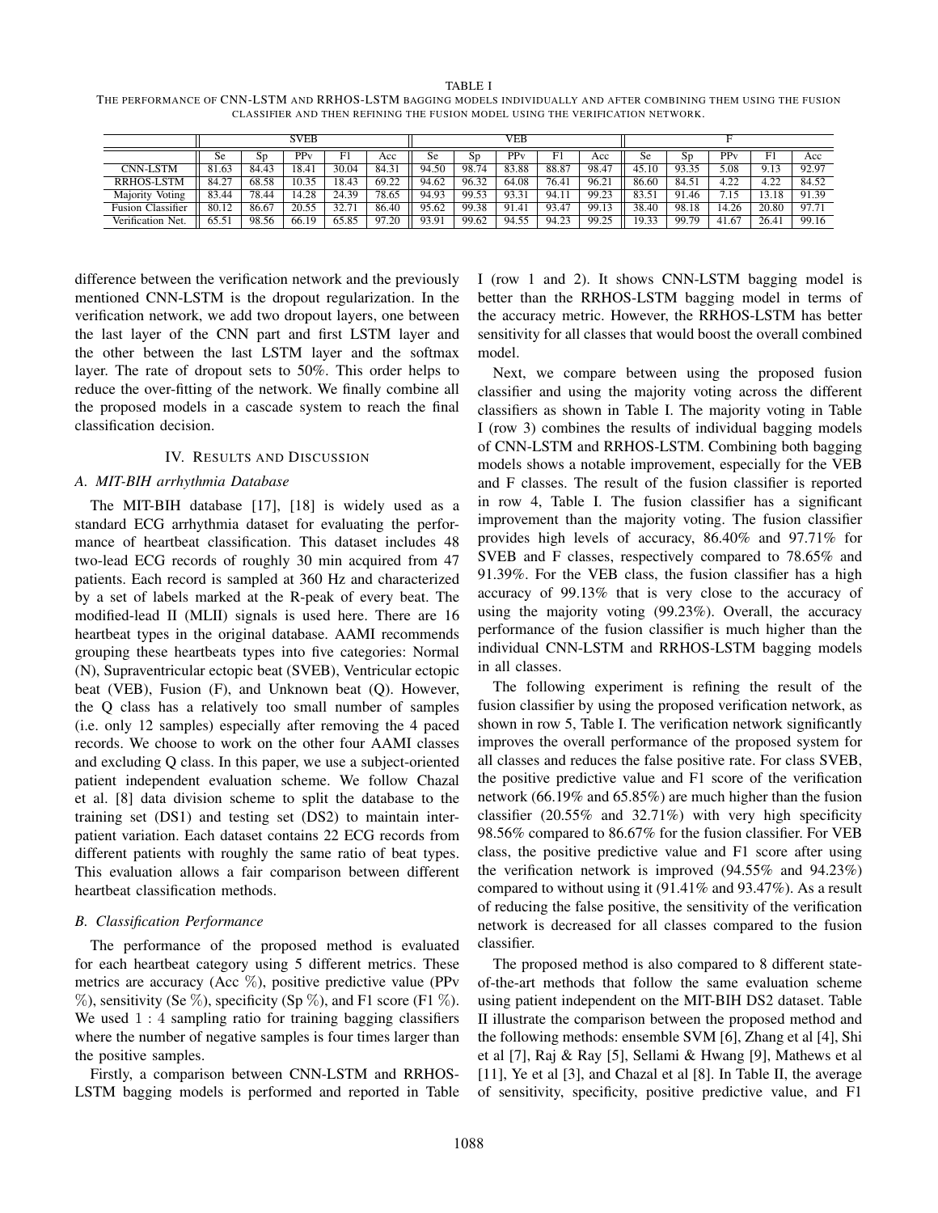TABLE I
THE PERFORMANCE OF CNN-LSTM AND RRHOS-LSTM BAGGING MODELS INDIVIDUALLY AND AFTER COMBINING THEM USING THE FUSION CLASSIFIER AND THEN REFINING THE FUSION MODEL USING THE VERIFICATION NETWORK.

| | SVEB | | | | | VEB | | | | | F | | | | |
|---|---|---|---|---|---|---|---|---|---|---|---|---|---|---|---|
| | Se | Sp | PPv | F1 | Acc | Se | Sp | PPv | F1 | Acc | Se | Sp | PPv | F1 | Acc |
| CNN-LSTM | 81.63 | 84.43 | 18.41 | 30.04 | 84.31 | 94.50 | 98.74 | 83.88 | 88.87 | 98.47 | 45.10 | 93.35 | 5.08 | 9.13 | 92.97 |
| RRHOS-LSTM | 84.27 | 68.58 | 10.35 | 18.43 | 69.22 | 94.62 | 96.32 | 64.08 | 76.41 | 96.21 | 86.60 | 84.51 | 4.22 | 4.22 | 84.52 |
| Majority Voting | 83.44 | 78.44 | 14.28 | 24.39 | 78.65 | 94.93 | 99.53 | 93.31 | 94.11 | 99.23 | 83.51 | 91.46 | 7.15 | 13.18 | 91.39 |
| Fusion Classifier | 80.12 | 86.67 | 20.55 | 32.71 | 86.40 | 95.62 | 99.38 | 91.41 | 93.47 | 99.13 | 38.40 | 98.18 | 14.26 | 20.80 | 97.71 |
| Verification Net. | 65.51 | 98.56 | 66.19 | 65.85 | 97.20 | 93.91 | 99.62 | 94.55 | 94.23 | 99.25 | 19.33 | 99.79 | 41.67 | 26.41 | 99.16 |

difference between the verification network and the previously mentioned CNN-LSTM is the dropout regularization. In the verification network, we add two dropout layers, one between the last layer of the CNN part and first LSTM layer and the other between the last LSTM layer and the softmax layer. The rate of dropout sets to 50%. This order helps to reduce the over-fitting of the network. We finally combine all the proposed models in a cascade system to reach the final classification decision.

## IV. Results and Discussion

### A. MIT-BIH arrhythmia Database

The MIT-BIH database [17], [18] is widely used as a standard ECG arrhythmia dataset for evaluating the performance of heartbeat classification. This dataset includes 48 two-lead ECG records of roughly 30 min acquired from 47 patients. Each record is sampled at 360 Hz and characterized by a set of labels marked at the R-peak of every beat. The modified-lead II (MLII) signals is used here. There are 16 heartbeat types in the original database. AAMI recommends grouping these heartbeats types into five categories: Normal (N), Supraventricular ectopic beat (SVEB), Ventricular ectopic beat (VEB), Fusion (F), and Unknown beat (Q). However, the Q class has a relatively too small number of samples (i.e. only 12 samples) especially after removing the 4 paced records. We choose to work on the other four AAMI classes and excluding Q class. In this paper, we use a subject-oriented patient independent evaluation scheme. We follow Chazal et al. [8] data division scheme to split the database to the training set (DS1) and testing set (DS2) to maintain inter-patient variation. Each dataset contains 22 ECG records from different patients with roughly the same ratio of beat types. This evaluation allows a fair comparison between different heartbeat classification methods.

### B. Classification Performance

The performance of the proposed method is evaluated for each heartbeat category using 5 different metrics. These metrics are accuracy (Acc %), positive predictive value (PPv %), sensitivity (Se %), specificity (Sp %), and F1 score (F1 %). We used $1:4$ sampling ratio for training bagging classifiers where the number of negative samples is four times larger than the positive samples.

Firstly, a comparison between CNN-LSTM and RRHOS-LSTM bagging models is performed and reported in Table I (row 1 and 2). It shows CNN-LSTM bagging model is better than the RRHOS-LSTM bagging model in terms of the accuracy metric. However, the RRHOS-LSTM has better sensitivity for all classes that would boost the overall combined model.

Next, we compare between using the proposed fusion classifier and using the majority voting across the different classifiers as shown in Table I. The majority voting in Table I (row 3) combines the results of individual bagging models of CNN-LSTM and RRHOS-LSTM. Combining both bagging models shows a notable improvement, especially for the VEB and F classes. The result of the fusion classifier is reported in row 4, Table I. The fusion classifier has a significant improvement than the majority voting. The fusion classifier provides high levels of accuracy, 86.40% and 97.71% for SVEB and F classes, respectively compared to 78.65% and 91.39%. For the VEB class, the fusion classifier has a high accuracy of 99.13% that is very close to the accuracy of using the majority voting (99.23%). Overall, the accuracy performance of the fusion classifier is much higher than the individual CNN-LSTM and RRHOS-LSTM bagging models in all classes.

The following experiment is refining the result of the fusion classifier by using the proposed verification network, as shown in row 5, Table I. The verification network significantly improves the overall performance of the proposed system for all classes and reduces the false positive rate. For class SVEB, the positive predictive value and F1 score of the verification network (66.19% and 65.85%) are much higher than the fusion classifier (20.55% and 32.71%) with very high specificity 98.56% compared to 86.67% for the fusion classifier. For VEB class, the positive predictive value and F1 score after using the verification network is improved (94.55% and 94.23%) compared to without using it (91.41% and 93.47%). As a result of reducing the false positive, the sensitivity of the verification network is decreased for all classes compared to the fusion classifier.

The proposed method is also compared to 8 different state-of-the-art methods that follow the same evaluation scheme using patient independent on the MIT-BIH DS2 dataset. Table II illustrate the comparison between the proposed method and the following methods: ensemble SVM [6], Zhang et al [4], Shi et al [7], Raj & Ray [5], Sellami & Hwang [9], Mathews et al [11], Ye et al [3], and Chazal et al [8]. In Table II, the average of sensitivity, specificity, positive predictive value, and F1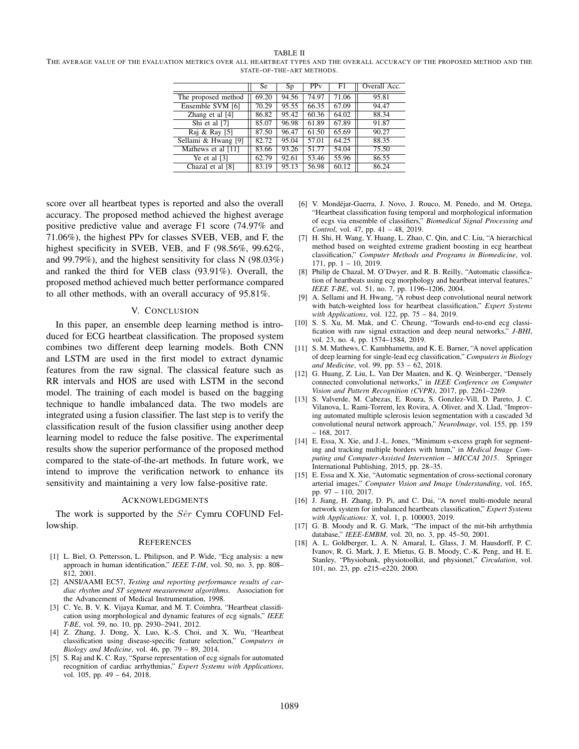TABLE II
THE AVERAGE VALUE OF THE EVALUATION METRICS OVER ALL HEARTBEAT TYPES AND THE OVERALL ACCURACY OF THE PROPOSED METHOD AND THE STATE-OF-THE-ART METHODS.

| | Se | Sp | PPv | F1 | Overall Acc. |
|---|---|---|---|---|---|
| The proposed method | 69.20 | 94.56 | 74.97 | 71.06 | 95.81 |
| Ensemble SVM [6] | 70.29 | 95.55 | 66.35 | 67.09 | 94.47 |
| Zhang et al [4] | 86.82 | 95.42 | 60.36 | 64.02 | 88.34 |
| Shi et al [7] | 85.07 | 96.98 | 61.89 | 67.89 | 91.87 |
| Raj & Ray [5] | 87.50 | 96.47 | 61.50 | 65.69 | 90.27 |
| Sellami & Hwang [9] | 82.72 | 95.04 | 57.01 | 64.25 | 88.35 |
| Mathews et al [11] | 83.66 | 93.26 | 51.77 | 54.04 | 75.50 |
| Ye et al [3] | 62.79 | 92.61 | 53.46 | 55.96 | 86.55 |
| Chazal et al [8] | 83.19 | 95.13 | 56.98 | 60.12 | 86.24 |

score over all heartbeat types is reported and also the overall accuracy. The proposed method achieved the highest average positive predictive value and average F1 score (74.97% and 71.06%), the highest PPv for classes SVEB, VEB, and F, the highest specificity in SVEB, VEB, and F (98.56%, 99.62%, and 99.79%), and the highest sensitivity for class N (98.03%) and ranked the third for VEB class (93.91%). Overall, the proposed method achieved much better performance compared to all other methods, with an overall accuracy of 95.81%.

## V. CONCLUSION

In this paper, an ensemble deep learning method is introduced for ECG heartbeat classification. The proposed system combines two different deep learning models. Both CNN and LSTM are used in the first model to extract dynamic features from the raw signal. The classical feature such as RR intervals and HOS are used with LSTM in the second model. The training of each model is based on the bagging technique to handle imbalanced data. The two models are integrated using a fusion classifier. The last step is to verify the classification result of the fusion classifier using another deep learning model to reduce the false positive. The experimental results show the superior performance of the proposed method compared to the state-of-the-art methods. In future work, we intend to improve the verification network to enhance its sensitivity and maintaining a very low false-positive rate.

## ACKNOWLEDGMENTS

The work is supported by the $S\hat{e}r$ Cymru COFUND Fellowship.

## REFERENCES

[1] L. Biel, O. Pettersson, L. Philipson, and P. Wide, "Ecg analysis: a new approach in human identification," *IEEE T-IM*, vol. 50, no. 3, pp. 808–812, 2001.

[2] ANSI/AAMI EC57, *Testing and reporting performance results of cardiac rhythm and ST segment measurement algorithms*. Association for the Advancement of Medical Instrumentation, 1998.

[3] C. Ye, B. V. K. Vijaya Kumar, and M. T. Coimbra, "Heartbeat classification using morphological and dynamic features of ecg signals," *IEEE T-BE*, vol. 59, no. 10, pp. 2930–2941, 2012.

[4] Z. Zhang, J. Dong, X. Luo, K.-S. Choi, and X. Wu, "Heartbeat classification using disease-specific feature selection," *Computers in Biology and Medicine*, vol. 46, pp. 79 – 89, 2014.

[5] S. Raj and K. C. Ray, "Sparse representation of ecg signals for automated recognition of cardiac arrhythmias," *Expert Systems with Applications*, vol. 105, pp. 49 – 64, 2018.

[6] V. Mondéjar-Guerra, J. Novo, J. Rouco, M. Penedo, and M. Ortega, "Heartbeat classification fusing temporal and morphological information of ecgs via ensemble of classifiers," *Biomedical Signal Processing and Control*, vol. 47, pp. 41 – 48, 2019.

[7] H. Shi, H. Wang, Y. Huang, L. Zhao, C. Qin, and C. Liu, "A hierarchical method based on weighted extreme gradient boosting in ecg heartbeat classification," *Computer Methods and Programs in Biomedicine*, vol. 171, pp. 1 – 10, 2019.

[8] Philip de Chazal, M. O'Dwyer, and R. B. Reilly, "Automatic classification of heartbeats using ecg morphology and heartbeat interval features," *IEEE T-BE*, vol. 51, no. 7, pp. 1196–1206, 2004.

[9] A. Sellami and H. Hwang, "A robust deep convolutional neural network with batch-weighted loss for heartbeat classification," *Expert Systems with Applications*, vol. 122, pp. 75 – 84, 2019.

[10] S. S. Xu, M. Mak, and C. Cheung, "Towards end-to-end ecg classification with raw signal extraction and deep neural networks," *J-BHI*, vol. 23, no. 4, pp. 1574–1584, 2019.

[11] S. M. Mathews, C. Kambhamettu, and K. E. Barner, "A novel application of deep learning for single-lead ecg classification," *Computers in Biology and Medicine*, vol. 99, pp. 53 – 62, 2018.

[12] G. Huang, Z. Liu, L. Van Der Maaten, and K. Q. Weinberger, "Densely connected convolutional networks," in *IEEE Conference on Computer Vision and Pattern Recognition (CVPR)*, 2017, pp. 2261–2269.

[13] S. Valverde, M. Cabezas, E. Roura, S. Gonzlez-Vill, D. Pareto, J. C. Vilanova, L. Rami-Torrent, lex Rovira, A. Oliver, and X. Llad, "Improving automated multiple sclerosis lesion segmentation with a cascaded 3d convolutional neural network approach," *NeuroImage*, vol. 155, pp. 159 – 168, 2017.

[14] E. Essa, X. Xie, and J.-L. Jones, "Minimum s-excess graph for segmenting and tracking multiple borders with hmm," in *Medical Image Computing and Computer-Assisted Intervention – MICCAI 2015*. Springer International Publishing, 2015, pp. 28–35.

[15] E. Essa and X. Xie, "Automatic segmentation of cross-sectional coronary arterial images," *Computer Vision and Image Understanding*, vol. 165, pp. 97 – 110, 2017.

[16] J. Jiang, H. Zhang, D. Pi, and C. Dai, "A novel multi-module neural network system for imbalanced heartbeats classification," *Expert Systems with Applications: X*, vol. 1, p. 100003, 2019.

[17] G. B. Moody and R. G. Mark, "The impact of the mit-bih arrhythmia database," *IEEE-EMBM*, vol. 20, no. 3, pp. 45–50, 2001.

[18] A. L. Goldberger, L. A. N. Amaral, L. Glass, J. M. Hausdorff, P. C. Ivanov, R. G. Mark, J. E. Mietus, G. B. Moody, C.-K. Peng, and H. E. Stanley, "Physiobank, physiotoolkit, and physionet," *Circulation*, vol. 101, no. 23, pp. e215–e220, 2000.